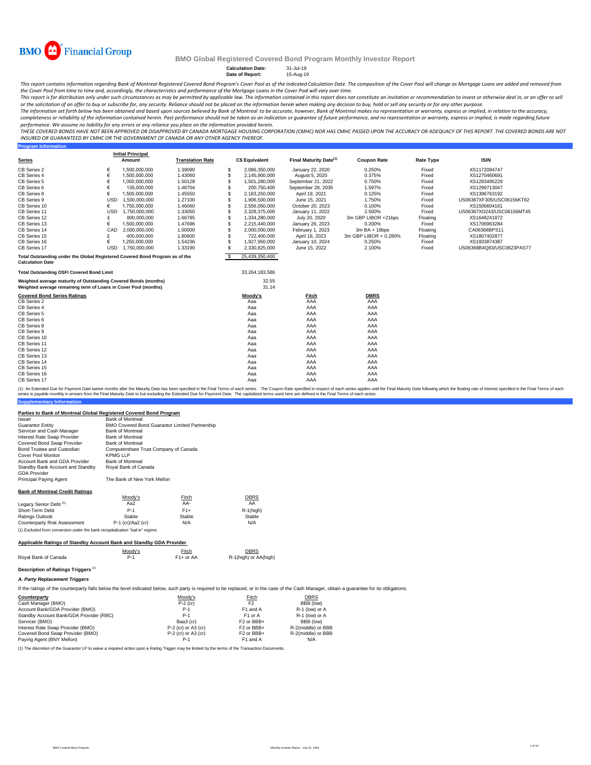BMO Financial Group

# BMO Global Registered Covered Bond Program Monthly Investor Report

**Calculation Date:** 31-Jul-19
**Date of Report:** 15-Aug-19

*This report contains information regarding Bank of Montreal Registered Covered Bond Program's Cover Pool as of the indicated Calculation Date. The composition of the Cover Pool will change as Mortgage Loans are added and removed from the Cover Pool from time to time and, accordingly, the characteristics and performance of the Mortgage Loans in the Cover Pool will vary over time.*

*This report is for distribution only under such circumstances as may be permitted by applicable law. The information contained in this report does not constitute an invitation or recommendation to invest or otherwise deal in, or an offer to sell or the solicitation of an offer to buy or subscribe for, any security. Reliance should not be placed on the information herein when making any decision to buy, hold or sell any security or for any other purpose.*

*The information set forth below has been obtained and based upon sources believed by Bank of Montreal to be accurate, however, Bank of Montreal makes no representation or warranty, express or implied, in relation to the accuracy, completeness or reliability of the information contained herein. Past performance should not be taken as an indication or guarantee of future performance, and no representation or warranty, express or implied, is made regarding future performance. We assume no liability for any errors or any reliance you place on the information provided herein.*

*THESE COVERED BONDS HAVE NOT BEEN APPROVED OR DISAPPROVED BY CANADA MORTGAGE HOUSING CORPORATION (CMHC) NOR HAS CMHC PASSED UPON THE ACCURACY OR ADEQUACY OF THIS REPORT. THE COVERED BONDS ARE NOT INSURED OR GUARANTEED BY CMHC OR THE GOVERNMENT OF CANADA OR ANY OTHER AGENCY THEREOF.*

## Program Information

| Series | | Initial Principal Amount | Translation Rate | | C$ Equivalent | Final Maturity Date[(1)] | Coupon Rate | Rate Type | ISIN |
|---|---|---|---|---|---|---|---|---|---|
| CB Series 2 | € | 1,500,000,000 | 1.39090 | $ | 2,086,350,000 | January 22, 2020 | 0.250% | Fixed | XS1172094747 |
| CB Series 4 | € | 1,500,000,000 | 1.43060 | $ | 2,145,900,000 | August 5, 2020 | 0.375% | Fixed | XS1270460691 |
| CB Series 5 | € | 1,000,000,000 | 1.50128 | $ | 1,501,280,000 | September 21, 2022 | 0.750% | Fixed | XS1293495229 |
| CB Series 6 | € | 135,000,000 | 1.48704 | $ | 200,750,400 | September 28, 2035 | 1.597% | Fixed | XS1299713047 |
| CB Series 8 | € | 1,500,000,000 | 1.45550 | $ | 2,183,250,000 | April 19, 2021 | 0.125% | Fixed | XS1396763192 |
| CB Series 9 | USD | 1,500,000,000 | 1.27100 | $ | 1,906,500,000 | June 15, 2021 | 1.750% | Fixed | US06367XF305/USC06156KT62 |
| CB Series 10 | € | 1,750,000,000 | 1.46060 | $ | 2,556,050,000 | October 20, 2023 | 0.100% | Fixed | XS1506604161 |
| CB Series 11 | USD | 1,750,000,000 | 1.33050 | $ | 2,328,375,000 | January 11, 2022 | 2.500% | Fixed | US06367XD243/USC06156MT45 |
| CB Series 12 | £ | 800,000,000 | 1.66785 | $ | 1,334,280,000 | July 20, 2020 | 3m GBP LIBOR +21bps | Floating | XS1648241872 |
| CB Series 13 | € | 1,500,000,000 | 1.47696 | $ | 2,215,440,000 | January 26, 2023 | 0.200% | Fixed | XS1706963284 |
| CB Series 14 | CAD | 2,000,000,000 | 1.00000 | $ | 2,000,000,000 | February 1, 2023 | 3m BA + 19bps | Floating | CA06368BPS11 |
| CB Series 15 | £ | 400,000,000 | 1.80600 | $ | 722,400,000 | April 16, 2023 | 3m GBP LIBOR + 0.280% | Floating | XS1807402877 |
| CB Series 16 | € | 1,250,000,000 | 1.54236 | $ | 1,927,950,000 | January 10, 2024 | 0.250% | Fixed | XS1933874387 |
| CB Series 17 | USD | 1,750,000,000 | 1.33190 | $ | 2,330,825,000 | June 15, 2022 | 2.100% | Fixed | US06368B4Q83/USC0623PAS77 |
| **Total Outstanding under the Global Registered Covered Bond Program as of the Calculation Date** | | | | $ | 25,439,350,400 | | | | |

| | |
|---|---|
| **Total Outstanding OSFI Covered Bond Limit** | 33,264,183,586 |
| **Weighted average maturity of Outstanding Covered Bonds (months)** | 32.55 |
| **Weighted average remaining term of Loans in Cover Pool (months)** | 31.14 |

| Covered Bond Series Ratings | Moody's | Fitch | DBRS |
|---|---|---|---|
| CB Series 2 | Aaa | AAA | AAA |
| CB Series 4 | Aaa | AAA | AAA |
| CB Series 5 | Aaa | AAA | AAA |
| CB Series 6 | Aaa | AAA | AAA |
| CB Series 8 | Aaa | AAA | AAA |
| CB Series 9 | Aaa | AAA | AAA |
| CB Series 10 | Aaa | AAA | AAA |
| CB Series 11 | Aaa | AAA | AAA |
| CB Series 12 | Aaa | AAA | AAA |
| CB Series 13 | Aaa | AAA | AAA |
| CB Series 14 | Aaa | AAA | AAA |
| CB Series 15 | Aaa | AAA | AAA |
| CB Series 16 | Aaa | AAA | AAA |
| CB Series 17 | Aaa | AAA | AAA |

(1) An Extended Due for Payment Date twelve months after the Maturity Date has been specified in the Final Terms of each series. The Coupon Rate specified in respect of each series applies until the Final Maturity Date following which the floating rate of interest specified in the Final Terms of each series is payable monthly in arrears from the Final Maturity Date to but excluding the Extended Due for Payment Date. The capitalized terms used here are defined in the Final Terms of each series.

## Supplementary Information

### Parties to Bank of Montreal Global Registered Covered Bond Program

| | |
|---|---|
| Issuer | Bank of Montreal |
| Guarantor Entity | BMO Covered Bond Guarantor Limited Partnership |
| Servicer and Cash Manager | Bank of Montreal |
| Interest Rate Swap Provider | Bank of Montreal |
| Covered Bond Swap Provider | Bank of Montreal |
| Bond Trustee and Custodian | Computershare Trust Company of Canada |
| Cover Pool Monitor | KPMG LLP |
| Account Bank and GDA Provider | Bank of Montreal |
| Standby Bank Account and Standby GDA Provider | Royal Bank of Canada |
| Principal Paying Agent | The Bank of New York Mellon |

### Bank of Montreal Credit Ratings

| | Moody's | Fitch | DBRS |
|---|---|---|---|
| Legacy Senior Debt [(1)] | Aa2 | AA- | AA |
| Short-Term Debt | P-1 | F1+ | R-1(high) |
| Ratings Outlook | Stable | Stable | Stable |
| Counterparty Risk Assessment | P-1 (cr)/Aa2 (cr) | N/A | N/A |

(1) Excluded from conversion under the bank recapitalization "bail in" regime.

### Applicable Ratings of Standby Account Bank and Standby GDA Provider

| | Moody's | Fitch | DBRS |
|---|---|---|---|
| Royal Bank of Canada | P-1 | F1+ or AA | R-1(high) or AA(high) |

### Description of Ratings Triggers [(1)]

#### *A. Party Replacement Triggers*

If the ratings of the counterparty falls below the level indicated below, such party is required to be replaced, or in the case of the Cash Manager, obtain a guarantee for its obligations.

| Counterparty | Moody's | Fitch | DBRS |
|---|---|---|---|
| Cash Manager (BMO) | P-2 (cr) | F2 | BBB (low) |
| Account Bank/GDA Provider (BMO) | P-1 | F1 and A | R-1 (low) or A |
| Standby Account Bank/GDA Provider (RBC) | P-1 | F1 or A | R-1 (low) or A |
| Servicer (BMO) | Baa3 (cr) | F2 or BBB+ | BBB (low) |
| Interest Rate Swap Provider (BMO) | P-2 (cr) or A3 (cr) | F2 or BBB+ | R-2(middle) or BBB |
| Covered Bond Swap Provider (BMO) | P-2 (cr) or A3 (cr) | F2 or BBB+ | R-2(middle) or BBB |
| Paying Agent (BNY Mellon) | P-1 | F1 and A | N/A |

(1) The discretion of the Guarantor LP to waive a required action upon a Rating Trigger may be limited by the terms of the Transaction Documents.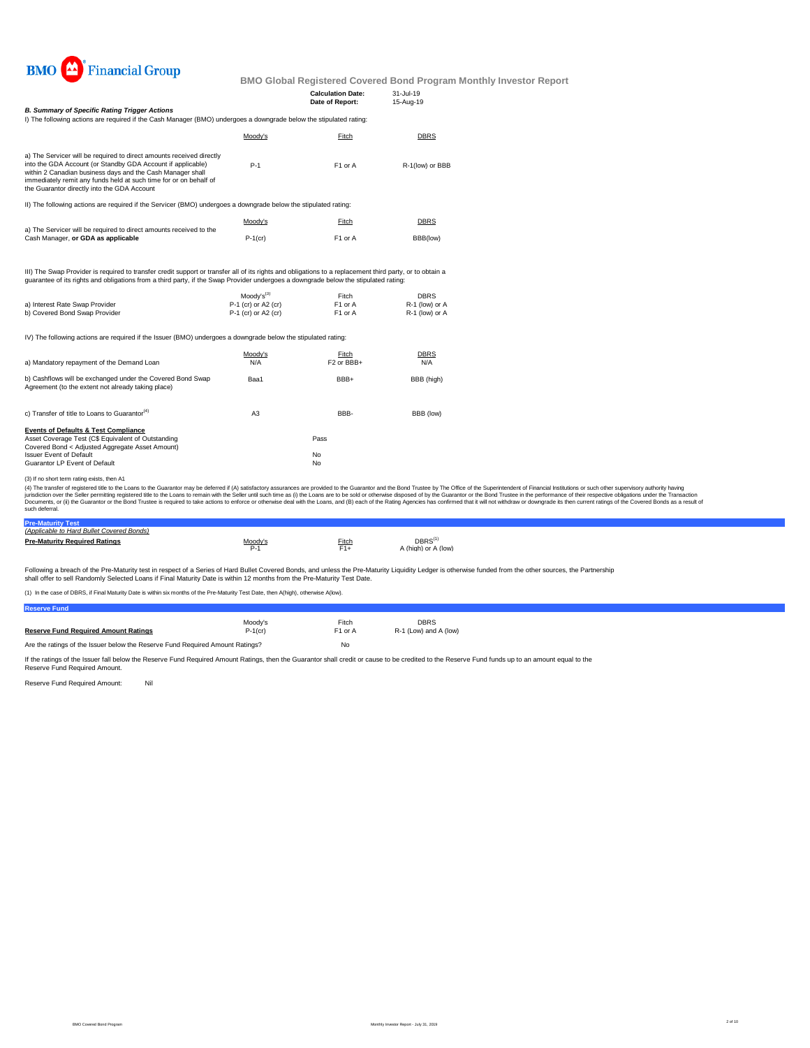BMO Financial Group

## BMO Global Registered Covered Bond Program Monthly Investor Report

| | |
|---|---|
| **Calculation Date:** | 31-Jul-19 |
| **Date of Report:** | 15-Aug-19 |

### B. Summary of Specific Rating Trigger Actions

I) The following actions are required if the Cash Manager (BMO) undergoes a downgrade below the stipulated rating:

| | Moody's | Fitch | DBRS |
|---|---|---|---|
| a) The Servicer will be required to direct amounts received directly into the GDA Account (or Standby GDA Account if applicable) within 2 Canadian business days and the Cash Manager shall immediately remit any funds held at such time for or on behalf of the Guarantor directly into the GDA Account | P-1 | F1 or A | R-1(low) or BBB |

II) The following actions are required if the Servicer (BMO) undergoes a downgrade below the stipulated rating:

| | Moody's | Fitch | DBRS |
|---|---|---|---|
| a) The Servicer will be required to direct amounts received to the Cash Manager, **or GDA as applicable** | P-1(cr) | F1 or A | BBB(low) |

III) The Swap Provider is required to transfer credit support or transfer all of its rights and obligations to a replacement third party, or to obtain a guarantee of its rights and obligations from a third party, if the Swap Provider undergoes a downgrade below the stipulated rating:

| | Moody's[3] | Fitch | DBRS |
|---|---|---|---|
| a) Interest Rate Swap Provider | P-1 (cr) or A2 (cr) | F1 or A | R-1 (low) or A |
| b) Covered Bond Swap Provider | P-1 (cr) or A2 (cr) | F1 or A | R-1 (low) or A |

IV) The following actions are required if the Issuer (BMO) undergoes a downgrade below the stipulated rating:

| | Moody's | Fitch | DBRS |
|---|---|---|---|
| a) Mandatory repayment of the Demand Loan | N/A | F2 or BBB+ | N/A |
| b) Cashflows will be exchanged under the Covered Bond Swap Agreement (to the extent not already taking place) | Baa1 | BBB+ | BBB (high) |
| c) Transfer of title to Loans to Guarantor[4] | A3 | BBB- | BBB (low) |

**Events of Defaults & Test Compliance**

| | |
|---|---|
| Asset Coverage Test (C$ Equivalent of Outstanding Covered Bond < Adjusted Aggregate Asset Amount) | Pass |
| Issuer Event of Default | No |
| Guarantor LP Event of Default | No |

(3) If no short term rating exists, then A1

(4) The transfer of registered title to the Loans to the Guarantor may be deferred if (A) satisfactory assurances are provided to the Guarantor and the Bond Trustee by The Office of the Superintendent of Financial Institutions or such other supervisory authority having jurisdiction over the Seller permitting registered title to the Loans to remain with the Seller until such time as (i) the Loans are to be sold or otherwise disposed of by the Guarantor or the Bond Trustee in the performance of their respective obligations under the Transaction Documents, or (ii) the Guarantor or the Bond Trustee is required to take actions to enforce or otherwise deal with the Loans, and (B) each of the Rating Agencies has confirmed that it will not withdraw or downgrade its then current ratings of the Covered Bonds as a result of such deferral.

### Pre-Maturity Test

*(Applicable to Hard Bullet Covered Bonds)*

| | Moody's | Fitch | DBRS[1] |
|---|---|---|---|
| **Pre-Maturity Required Ratings** | P-1 | F1+ | A (high) or A (low) |

Following a breach of the Pre-Maturity test in respect of a Series of Hard Bullet Covered Bonds, and unless the Pre-Maturity Liquidity Ledger is otherwise funded from the other sources, the Partnership shall offer to sell Randomly Selected Loans if Final Maturity Date is within 12 months from the Pre-Maturity Test Date.

(1) In the case of DBRS, if Final Maturity Date is within six months of the Pre-Maturity Test Date, then A(high), otherwise A(low).

### Reserve Fund

| | Moody's | Fitch | DBRS |
|---|---|---|---|
| **Reserve Fund Required Amount Ratings** | P-1(cr) | F1 or A | R-1 (Low) and A (low) |
| Are the ratings of the Issuer below the Reserve Fund Required Amount Ratings? | | No | |

If the ratings of the Issuer fall below the Reserve Fund Required Amount Ratings, then the Guarantor shall credit or cause to be credited to the Reserve Fund funds up to an amount equal to the Reserve Fund Required Amount.

Reserve Fund Required Amount: Nil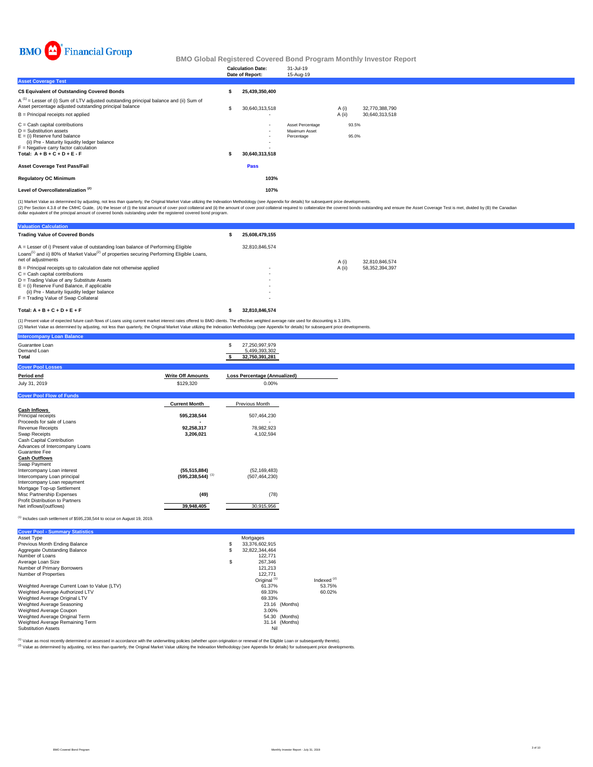BMO Financial Group

## BMO Global Registered Covered Bond Program Monthly Investor Report

| | |
|---|---|
| Calculation Date: | 31-Jul-19 |
| Date of Report: | 15-Aug-19 |

### Asset Coverage Test

| | | | | |
|---|---|---|---|---|
| **C$ Equivalent of Outstanding Covered Bonds** | **$ 25,439,350,400** | | | |
| A [1] = Lesser of (i) Sum of LTV adjusted outstanding principal balance and (ii) Sum of Asset percentage adjusted outstanding principal balance | $ 30,640,313,518 | | A (i) | 32,770,388,790 |
| B = Principal receipts not applied | - | | A (ii) | 30,640,313,518 |
| C = Cash capital contributions | - | Asset Percentage | 93.5% | |
| D = Substitution assets | - | Maximum Asset Percentage | 95.0% | |
| E = (i) Reserve fund balance | - | | | |
| (ii) Pre - Maturity liquidity ledger balance | - | | | |
| F = Negative carry factor calculation | - | | | |
| **Total: A + B + C + D + E - F** | **$ 30,640,313,518** | | | |
| **Asset Coverage Test Pass/Fail** | **Pass** | | | |
| **Regulatory OC Minimum** | **103%** | | | |
| **Level of Overcollateralization [2]** | **107%** | | | |

(1) Market Value as determined by adjusting, not less than quarterly, the Original Market Value utilizing the Indexation Methodology (see Appendix for details) for subsequent price developments.
(2) Per Section 4.3.8 of the CMHC Guide, (A) the lesser of (i) the total amount of cover pool collateral and (ii) the amount of cover pool collateral required to collateralize the covered bonds outstanding and ensure the Asset Coverage Test is met, divided by (B) the Canadian dollar equivalent of the principal amount of covered bonds outstanding under the registered covered bond program.

### Valuation Calculation

| | | | |
|---|---|---|---|
| **Trading Value of Covered Bonds** | **$ 25,608,479,155** | | |
| A = Lesser of i) Present value of outstanding loan balance of Performing Eligible Loans[1] and ii) 80% of Market Value[2] of properties securing Performing Eligible Loans, net of adjustments | 32,810,846,574 | A (i) | 32,810,846,574 |
| B = Principal receipts up to calculation date not otherwise applied | - | A (ii) | 58,352,394,397 |
| C = Cash capital contributions | - | | |
| D = Trading Value of any Substitute Assets | - | | |
| E = (i) Reserve Fund Balance, if applicable | - | | |
| (ii) Pre - Maturity liquidity ledger balance | - | | |
| F = Trading Value of Swap Collateral | - | | |
| **Total: A + B + C + D + E + F** | **$ 32,810,846,574** | | |

(1) Present value of expected future cash flows of Loans using current market interest rates offered to BMO clients. The effective weighted average rate used for discounting is 3.18%.
(2) Market Value as determined by adjusting, not less than quarterly, the Original Market Value utilizing the Indexation Methodology (see Appendix for details) for subsequent price developments.

### Intercompany Loan Balance

| | |
|---|---|
| Guarantee Loan | $ 27,250,997,979 |
| Demand Loan | 5,499,393,302 |
| **Total** | **$ 32,750,391,281** |

### Cover Pool Losses

| Period end | Write Off Amounts | Loss Percentage (Annualized) |
|---|---|---|
| July 31, 2019 | $129,320 | 0.00% |

### Cover Pool Flow of Funds

| | Current Month | Previous Month |
|---|---|---|
| **Cash Inflows** | | |
| Principal receipts | **595,238,544** | 507,464,230 |
| Proceeds for sale of Loans | **-** | - |
| Revenue Receipts | **92,258,317** | 78,982,923 |
| Swap Receipts | **3,206,021** | 4,102,594 |
| Cash Capital Contribution | | |
| Advances of Intercompany Loans | | |
| Guarantee Fee | | |
| **Cash Outflows** | | |
| Swap Payment | | |
| Intercompany Loan interest | **(55,515,884)** | (52,169,483) |
| Intercompany Loan principal | **(595,238,544)** [1] | (507,464,230) |
| Intercompany Loan repayment | | |
| Mortgage Top-up Settlement | | |
| Misc Partnership Expenses | **(49)** | (78) |
| Profit Distribution to Partners | | |
| Net inflows/(outflows) | **39,948,405** | 30,915,956 |

[1] Includes cash settlement of $595,238,544 to occur on August 19, 2019.

### Cover Pool - Summary Statistics

| | | |
|---|---|---|
| Asset Type | Mortgages | |
| Previous Month Ending Balance | $ 33,376,602,915 | |
| Aggregate Outstanding Balance | $ 32,822,344,464 | |
| Number of Loans | 122,771 | |
| Average Loan Size | $ 267,346 | |
| Number of Primary Borrowers | 121,213 | |
| Number of Properties | 122,771 | |
| | Original [1] | Indexed [2] |
| Weighted Average Current Loan to Value (LTV) | 61.37% | 53.75% |
| Weighted Average Authorized LTV | 69.33% | 60.02% |
| Weighted Average Original LTV | 69.33% | |
| Weighted Average Seasoning | 23.16 (Months) | |
| Weighted Average Coupon | 3.00% | |
| Weighted Average Original Term | 54.30 (Months) | |
| Weighted Average Remaining Term | 31.14 (Months) | |
| Substitution Assets | Nil | |

[1] Value as most recently determined or assessed in accordance with the underwriting policies (whether upon origination or renewal of the Eligible Loan or subsequently thereto).
[2] Value as determined by adjusting, not less than quarterly, the Original Market Value utilizing the Indexation Methodology (see Appendix for details) for subsequent price developments.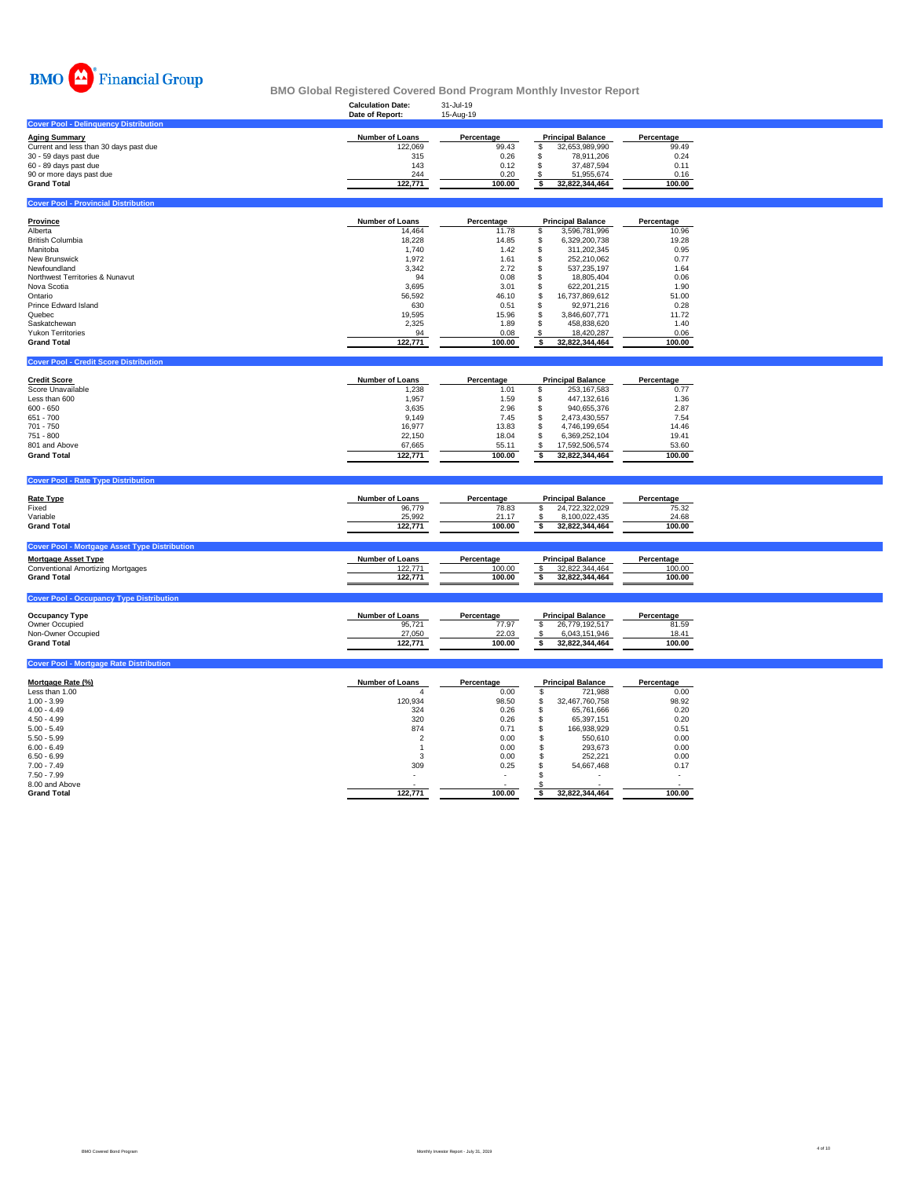BMO Financial Group

## BMO Global Registered Covered Bond Program Monthly Investor Report

**Calculation Date:** 31-Jul-19
**Date of Report:** 15-Aug-19

### Cover Pool - Delinquency Distribution

| Aging Summary | Number of Loans | Percentage | Principal Balance | Percentage |
|---|---|---|---|---|
| Current and less than 30 days past due | 122,069 | 99.43 | $ 32,653,989,990 | 99.49 |
| 30 - 59 days past due | 315 | 0.26 | $ 78,911,206 | 0.24 |
| 60 - 89 days past due | 143 | 0.12 | $ 37,487,594 | 0.11 |
| 90 or more days past due | 244 | 0.20 | $ 51,955,674 | 0.16 |
| **Grand Total** | **122,771** | **100.00** | **$ 32,822,344,464** | **100.00** |

### Cover Pool - Provincial Distribution

| Province | Number of Loans | Percentage | Principal Balance | Percentage |
|---|---|---|---|---|
| Alberta | 14,464 | 11.78 | $ 3,596,781,996 | 10.96 |
| British Columbia | 18,228 | 14.85 | $ 6,329,200,738 | 19.28 |
| Manitoba | 1,740 | 1.42 | $ 311,202,345 | 0.95 |
| New Brunswick | 1,972 | 1.61 | $ 252,210,062 | 0.77 |
| Newfoundland | 3,342 | 2.72 | $ 537,235,197 | 1.64 |
| Northwest Territories & Nunavut | 94 | 0.08 | $ 18,805,404 | 0.06 |
| Nova Scotia | 3,695 | 3.01 | $ 622,201,215 | 1.90 |
| Ontario | 56,592 | 46.10 | $ 16,737,869,612 | 51.00 |
| Prince Edward Island | 630 | 0.51 | $ 92,971,216 | 0.28 |
| Quebec | 19,595 | 15.96 | $ 3,846,607,771 | 11.72 |
| Saskatchewan | 2,325 | 1.89 | $ 458,838,620 | 1.40 |
| Yukon Territories | 94 | 0.08 | $ 18,420,287 | 0.06 |
| **Grand Total** | **122,771** | **100.00** | **$ 32,822,344,464** | **100.00** |

### Cover Pool - Credit Score Distribution

| Credit Score | Number of Loans | Percentage | Principal Balance | Percentage |
|---|---|---|---|---|
| Score Unavailable | 1,238 | 1.01 | $ 253,167,583 | 0.77 |
| Less than 600 | 1,957 | 1.59 | $ 447,132,616 | 1.36 |
| 600 - 650 | 3,635 | 2.96 | $ 940,655,376 | 2.87 |
| 651 - 700 | 9,149 | 7.45 | $ 2,473,430,557 | 7.54 |
| 701 - 750 | 16,977 | 13.83 | $ 4,746,199,654 | 14.46 |
| 751 - 800 | 22,150 | 18.04 | $ 6,369,252,104 | 19.41 |
| 801 and Above | 67,665 | 55.11 | $ 17,592,506,574 | 53.60 |
| **Grand Total** | **122,771** | **100.00** | **$ 32,822,344,464** | **100.00** |

### Cover Pool - Rate Type Distribution

| Rate Type | Number of Loans | Percentage | Principal Balance | Percentage |
|---|---|---|---|---|
| Fixed | 96,779 | 78.83 | $ 24,722,322,029 | 75.32 |
| Variable | 25,992 | 21.17 | $ 8,100,022,435 | 24.68 |
| **Grand Total** | **122,771** | **100.00** | **$ 32,822,344,464** | **100.00** |

### Cover Pool - Mortgage Asset Type Distribution

| Mortgage Asset Type | Number of Loans | Percentage | Principal Balance | Percentage |
|---|---|---|---|---|
| Conventional Amortizing Mortgages | 122,771 | 100.00 | $ 32,822,344,464 | 100.00 |
| **Grand Total** | **122,771** | **100.00** | **$ 32,822,344,464** | **100.00** |

### Cover Pool - Occupancy Type Distribution

| Occupancy Type | Number of Loans | Percentage | Principal Balance | Percentage |
|---|---|---|---|---|
| Owner Occupied | 95,721 | 77.97 | $ 26,779,192,517 | 81.59 |
| Non-Owner Occupied | 27,050 | 22.03 | $ 6,043,151,946 | 18.41 |
| **Grand Total** | **122,771** | **100.00** | **$ 32,822,344,464** | **100.00** |

### Cover Pool - Mortgage Rate Distribution

| Mortgage Rate (%) | Number of Loans | Percentage | Principal Balance | Percentage |
|---|---|---|---|---|
| Less than 1.00 | 4 | 0.00 | $ 721,988 | 0.00 |
| 1.00 - 3.99 | 120,934 | 98.50 | $ 32,467,760,758 | 98.92 |
| 4.00 - 4.49 | 324 | 0.26 | $ 65,761,666 | 0.20 |
| 4.50 - 4.99 | 320 | 0.26 | $ 65,397,151 | 0.20 |
| 5.00 - 5.49 | 874 | 0.71 | $ 166,938,929 | 0.51 |
| 5.50 - 5.99 | 2 | 0.00 | $ 550,610 | 0.00 |
| 6.00 - 6.49 | 1 | 0.00 | $ 293,673 | 0.00 |
| 6.50 - 6.99 | 3 | 0.00 | $ 252,221 | 0.00 |
| 7.00 - 7.49 | 309 | 0.25 | $ 54,667,468 | 0.17 |
| 7.50 - 7.99 | - | - | $ - | - |
| 8.00 and Above | - | - | $ - | - |
| **Grand Total** | **122,771** | **100.00** | **$ 32,822,344,464** | **100.00** |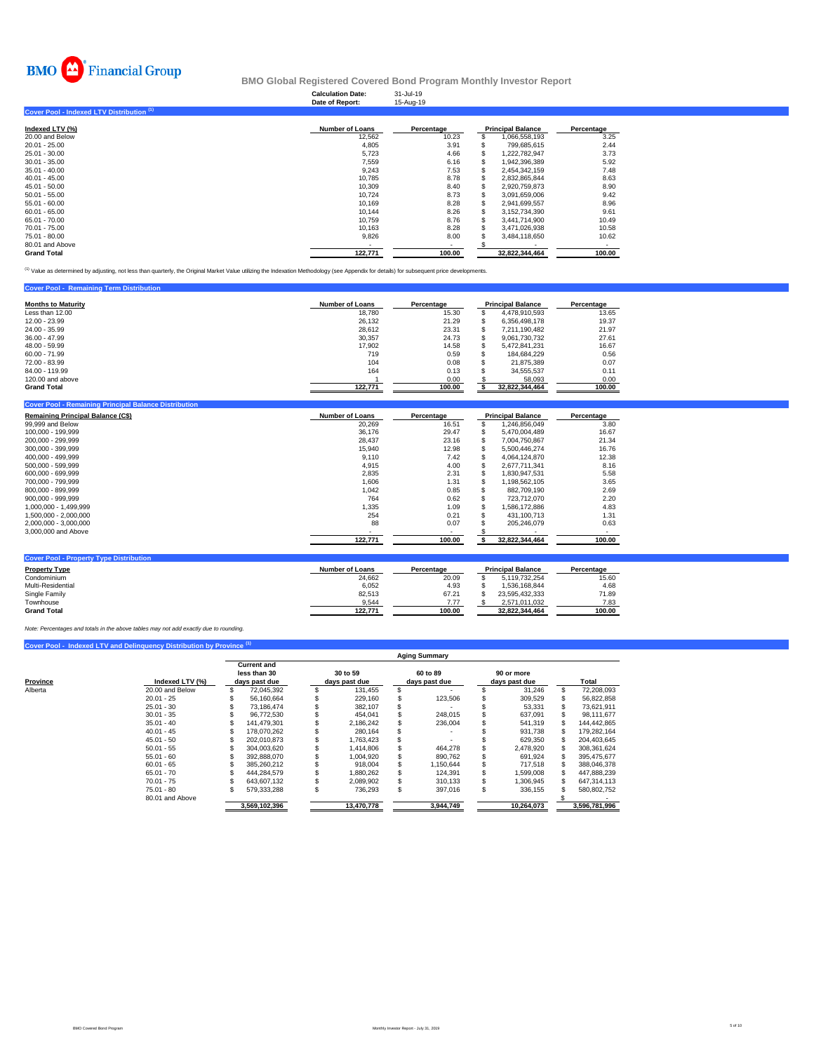# BMO Financial Group

## BMO Global Registered Covered Bond Program Monthly Investor Report

**Calculation Date:** 31-Jul-19
**Date of Report:** 15-Aug-19

### Cover Pool - Indexed LTV Distribution [1]

| Indexed LTV (%) | Number of Loans | Percentage | Principal Balance | Percentage |
|---|---|---|---|---|
| 20.00 and Below | 12,562 | 10.23 | $ 1,066,558,193 | 3.25 |
| 20.01 - 25.00 | 4,805 | 3.91 | $ 799,685,615 | 2.44 |
| 25.01 - 30.00 | 5,723 | 4.66 | $ 1,222,782,947 | 3.73 |
| 30.01 - 35.00 | 7,559 | 6.16 | $ 1,942,396,389 | 5.92 |
| 35.01 - 40.00 | 9,243 | 7.53 | $ 2,454,342,159 | 7.48 |
| 40.01 - 45.00 | 10,785 | 8.78 | $ 2,832,865,844 | 8.63 |
| 45.01 - 50.00 | 10,309 | 8.40 | $ 2,920,759,873 | 8.90 |
| 50.01 - 55.00 | 10,724 | 8.73 | $ 3,091,659,006 | 9.42 |
| 55.01 - 60.00 | 10,169 | 8.28 | $ 2,941,699,557 | 8.96 |
| 60.01 - 65.00 | 10,144 | 8.26 | $ 3,152,734,390 | 9.61 |
| 65.01 - 70.00 | 10,759 | 8.76 | $ 3,441,714,900 | 10.49 |
| 70.01 - 75.00 | 10,163 | 8.28 | $ 3,471,026,938 | 10.58 |
| 75.01 - 80.00 | 9,826 | 8.00 | $ 3,484,118,650 | 10.62 |
| 80.01 and Above | - | - | $ - | - |
| **Grand Total** | **122,771** | **100.00** | **32,822,344,464** | **100.00** |

[1] Value as determined by adjusting, not less than quarterly, the Original Market Value utilizing the Indexation Methodology (see Appendix for details) for subsequent price developments.

### Cover Pool - Remaining Term Distribution

| Months to Maturity | Number of Loans | Percentage | Principal Balance | Percentage |
|---|---|---|---|---|
| Less than 12.00 | 18,780 | 15.30 | $ 4,478,910,593 | 13.65 |
| 12.00 - 23.99 | 26,132 | 21.29 | $ 6,356,498,178 | 19.37 |
| 24.00 - 35.99 | 28,612 | 23.31 | $ 7,211,190,482 | 21.97 |
| 36.00 - 47.99 | 30,357 | 24.73 | $ 9,061,730,732 | 27.61 |
| 48.00 - 59.99 | 17,902 | 14.58 | $ 5,472,841,231 | 16.67 |
| 60.00 - 71.99 | 719 | 0.59 | $ 184,684,229 | 0.56 |
| 72.00 - 83.99 | 104 | 0.08 | $ 21,875,389 | 0.07 |
| 84.00 - 119.99 | 164 | 0.13 | $ 34,555,537 | 0.11 |
| 120.00 and above | 1 | 0.00 | $ 58,093 | 0.00 |
| **Grand Total** | **122,771** | **100.00** | **$ 32,822,344,464** | **100.00** |

### Cover Pool - Remaining Principal Balance Distribution

| Remaining Principal Balance (C$) | Number of Loans | Percentage | Principal Balance | Percentage |
|---|---|---|---|---|
| 99,999 and Below | 20,269 | 16.51 | $ 1,246,856,049 | 3.80 |
| 100,000 - 199,999 | 36,176 | 29.47 | $ 5,470,004,489 | 16.67 |
| 200,000 - 299,999 | 28,437 | 23.16 | $ 7,004,750,867 | 21.34 |
| 300,000 - 399,999 | 15,940 | 12.98 | $ 5,500,446,274 | 16.76 |
| 400,000 - 499,999 | 9,110 | 7.42 | $ 4,064,124,870 | 12.38 |
| 500,000 - 599,999 | 4,915 | 4.00 | $ 2,677,711,341 | 8.16 |
| 600,000 - 699,999 | 2,835 | 2.31 | $ 1,830,947,531 | 5.58 |
| 700,000 - 799,999 | 1,606 | 1.31 | $ 1,198,562,105 | 3.65 |
| 800,000 - 899,999 | 1,042 | 0.85 | $ 882,709,190 | 2.69 |
| 900,000 - 999,999 | 764 | 0.62 | $ 723,712,070 | 2.20 |
| 1,000,000 - 1,499,999 | 1,335 | 1.09 | $ 1,586,172,886 | 4.83 |
| 1,500,000 - 2,000,000 | 254 | 0.21 | $ 431,100,713 | 1.31 |
| 2,000,000 - 3,000,000 | 88 | 0.07 | $ 205,246,079 | 0.63 |
| 3,000,000 and Above | - | - | $ - | - |
| | **122,771** | **100.00** | **$ 32,822,344,464** | **100.00** |

### Cover Pool - Property Type Distribution

| Property Type | Number of Loans | Percentage | Principal Balance | Percentage |
|---|---|---|---|---|
| Condominium | 24,662 | 20.09 | $ 5,119,732,254 | 15.60 |
| Multi-Residential | 6,052 | 4.93 | $ 1,536,168,844 | 4.68 |
| Single Family | 82,513 | 67.21 | $ 23,595,432,333 | 71.89 |
| Townhouse | 9,544 | 7.77 | $ 2,571,011,032 | 7.83 |
| **Grand Total** | **122,771** | **100.00** | **32,822,344,464** | **100.00** |

*Note: Percentages and totals in the above tables may not add exactly due to rounding.*

### Cover Pool - Indexed LTV and Delinquency Distribution by Province [1]

| | | Aging Summary | | | | |
|---|---|---|---|---|---|---|
| **Province** | **Indexed LTV (%)** | **Current and less than 30 days past due** | **30 to 59 days past due** | **60 to 89 days past due** | **90 or more days past due** | **Total** |
| Alberta | 20.00 and Below | $ 72,045,392 | $ 131,455 | $ - | $ 31,246 | $ 72,208,093 |
| | 20.01 - 25 | $ 56,160,664 | $ 229,160 | $ 123,506 | $ 309,529 | $ 56,822,858 |
| | 25.01 - 30 | $ 73,186,474 | $ 382,107 | $ - | $ 53,331 | $ 73,621,911 |
| | 30.01 - 35 | $ 96,772,530 | $ 454,041 | $ 248,015 | $ 637,091 | $ 98,111,677 |
| | 35.01 - 40 | $ 141,479,301 | $ 2,186,242 | $ 236,004 | $ 541,319 | $ 144,442,865 |
| | 40.01 - 45 | $ 178,070,262 | $ 280,164 | $ - | $ 931,738 | $ 179,282,164 |
| | 45.01 - 50 | $ 202,010,873 | $ 1,763,423 | $ - | $ 629,350 | $ 204,403,645 |
| | 50.01 - 55 | $ 304,003,620 | $ 1,414,806 | $ 464,278 | $ 2,478,920 | $ 308,361,624 |
| | 55.01 - 60 | $ 392,888,070 | $ 1,004,920 | $ 890,762 | $ 691,924 | $ 395,475,677 |
| | 60.01 - 65 | $ 385,260,212 | $ 918,004 | $ 1,150,644 | $ 717,518 | $ 388,046,378 |
| | 65.01 - 70 | $ 444,284,579 | $ 1,880,262 | $ 124,391 | $ 1,599,008 | $ 447,888,239 |
| | 70.01 - 75 | $ 643,607,132 | $ 2,089,902 | $ 310,133 | $ 1,306,945 | $ 647,314,113 |
| | 75.01 - 80 | $ 579,333,288 | $ 736,293 | $ 397,016 | $ 336,155 | $ 580,802,752 |
| | 80.01 and Above | | | | | $ - |
| | | **3,569,102,396** | **13,470,778** | **3,944,749** | **10,264,073** | **3,596,781,996** |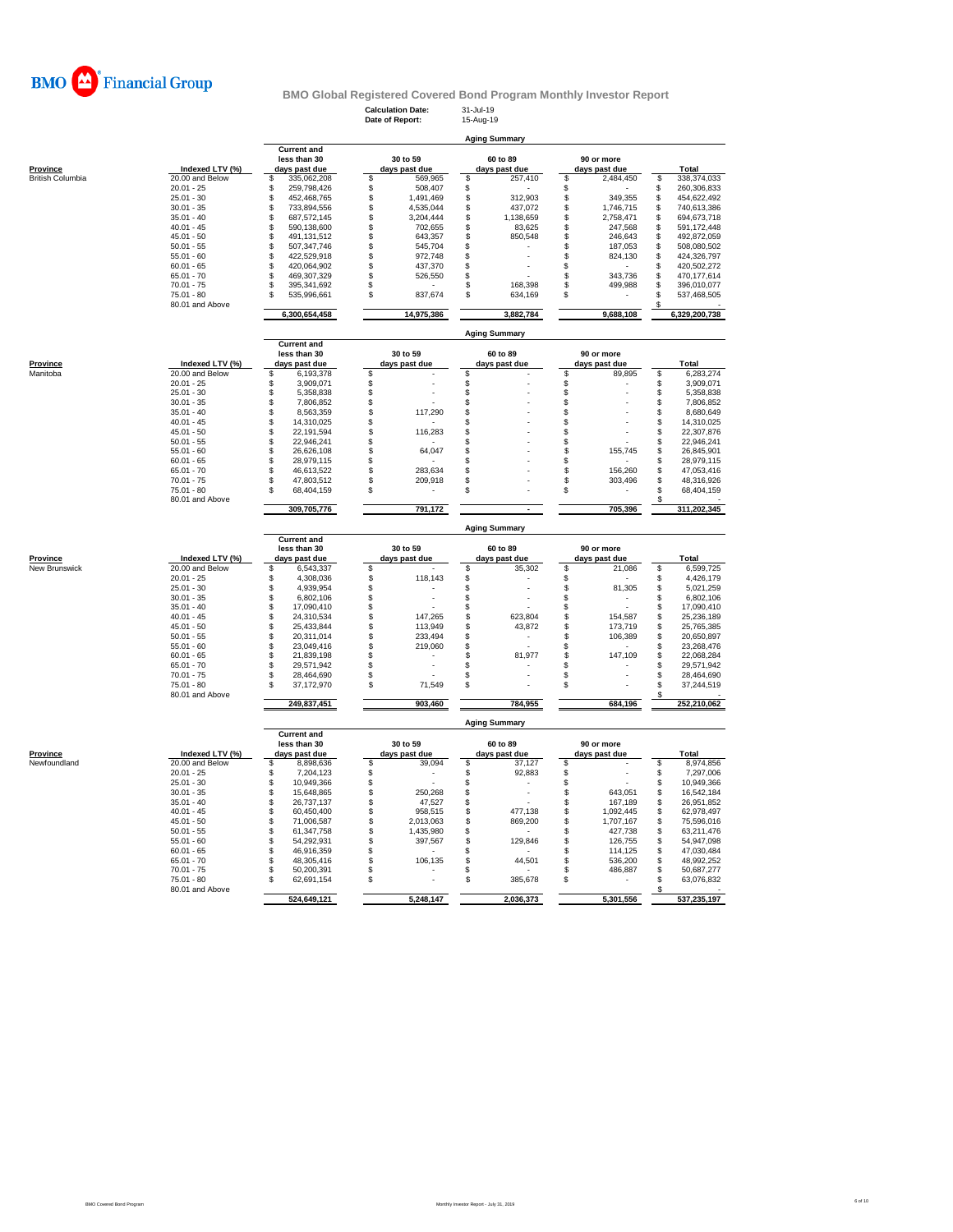BMO Financial Group

# BMO Global Registered Covered Bond Program Monthly Investor Report

**Calculation Date:** 31-Jul-19
**Date of Report:** 15-Aug-19

## Aging Summary

| Province | Indexed LTV (%) | Current and less than 30 days past due | 30 to 59 days past due | 60 to 89 days past due | 90 or more days past due | Total |
|---|---|---|---|---|---|---|
| British Columbia | 20.00 and Below | $ 335,062,208 | $ 569,965 | $ 257,410 | $ 2,484,450 | $ 338,374,033 |
| | 20.01 - 25 | $ 259,798,426 | $ 508,407 | $ - | $ - | $ 260,306,833 |
| | 25.01 - 30 | $ 452,468,765 | $ 1,491,469 | $ 312,903 | $ 349,355 | $ 454,622,492 |
| | 30.01 - 35 | $ 733,894,556 | $ 4,535,044 | $ 437,072 | $ 1,746,715 | $ 740,613,386 |
| | 35.01 - 40 | $ 687,572,145 | $ 3,204,444 | $ 1,138,659 | $ 2,758,471 | $ 694,673,718 |
| | 40.01 - 45 | $ 590,138,600 | $ 702,655 | $ 83,625 | $ 247,568 | $ 591,172,448 |
| | 45.01 - 50 | $ 491,131,512 | $ 643,357 | $ 850,548 | $ 246,643 | $ 492,872,059 |
| | 50.01 - 55 | $ 507,347,746 | $ 545,704 | $ - | $ 187,053 | $ 508,080,502 |
| | 55.01 - 60 | $ 422,529,918 | $ 972,748 | $ - | $ 824,130 | $ 424,326,797 |
| | 60.01 - 65 | $ 420,064,902 | $ 437,370 | $ - | $ - | $ 420,502,272 |
| | 65.01 - 70 | $ 469,307,329 | $ 526,550 | $ - | $ 343,736 | $ 470,177,614 |
| | 70.01 - 75 | $ 395,341,692 | $ - | $ 168,398 | $ 499,988 | $ 396,010,077 |
| | 75.01 - 80 | $ 535,996,661 | $ 837,674 | $ 634,169 | $ - | $ 537,468,505 |
| | 80.01 and Above | | | | | $ - |
| | | 6,300,654,458 | 14,975,386 | 3,882,784 | 9,688,108 | 6,329,200,738 |

## Aging Summary

| Province | Indexed LTV (%) | Current and less than 30 days past due | 30 to 59 days past due | 60 to 89 days past due | 90 or more days past due | Total |
|---|---|---|---|---|---|---|
| Manitoba | 20.00 and Below | $ 6,193,378 | $ - | $ - | $ 89,895 | $ 6,283,274 |
| | 20.01 - 25 | $ 3,909,071 | $ - | $ - | $ - | $ 3,909,071 |
| | 25.01 - 30 | $ 5,358,838 | $ - | $ - | $ - | $ 5,358,838 |
| | 30.01 - 35 | $ 7,806,852 | $ - | $ - | $ - | $ 7,806,852 |
| | 35.01 - 40 | $ 8,563,359 | $ 117,290 | $ - | $ - | $ 8,680,649 |
| | 40.01 - 45 | $ 14,310,025 | $ - | $ - | $ - | $ 14,310,025 |
| | 45.01 - 50 | $ 22,191,594 | $ 116,283 | $ - | $ - | $ 22,307,876 |
| | 50.01 - 55 | $ 22,946,241 | $ - | $ - | $ - | $ 22,946,241 |
| | 55.01 - 60 | $ 26,626,108 | $ 64,047 | $ - | $ 155,745 | $ 26,845,901 |
| | 60.01 - 65 | $ 28,979,115 | $ - | $ - | $ - | $ 28,979,115 |
| | 65.01 - 70 | $ 46,613,522 | $ 283,634 | $ - | $ 156,260 | $ 47,053,416 |
| | 70.01 - 75 | $ 47,803,512 | $ 209,918 | $ - | $ 303,496 | $ 48,316,926 |
| | 75.01 - 80 | $ 68,404,159 | $ - | $ - | $ - | $ 68,404,159 |
| | 80.01 and Above | | | | | $ - |
| | | 309,705,776 | 791,172 | - | 705,396 | 311,202,345 |

## Aging Summary

| Province | Indexed LTV (%) | Current and less than 30 days past due | 30 to 59 days past due | 60 to 89 days past due | 90 or more days past due | Total |
|---|---|---|---|---|---|---|
| New Brunswick | 20.00 and Below | $ 6,543,337 | $ - | $ 35,302 | $ 21,086 | $ 6,599,725 |
| | 20.01 - 25 | $ 4,308,036 | $ 118,143 | $ - | $ - | $ 4,426,179 |
| | 25.01 - 30 | $ 4,939,954 | $ - | $ - | $ 81,305 | $ 5,021,259 |
| | 30.01 - 35 | $ 6,802,106 | $ - | $ - | $ - | $ 6,802,106 |
| | 35.01 - 40 | $ 17,090,410 | $ - | $ - | $ - | $ 17,090,410 |
| | 40.01 - 45 | $ 24,310,534 | $ 147,265 | $ 623,804 | $ 154,587 | $ 25,236,189 |
| | 45.01 - 50 | $ 25,433,844 | $ 113,949 | $ 43,872 | $ 173,719 | $ 25,765,385 |
| | 50.01 - 55 | $ 20,311,014 | $ 233,494 | $ - | $ 106,389 | $ 20,650,897 |
| | 55.01 - 60 | $ 23,049,416 | $ 219,060 | $ - | $ - | $ 23,268,476 |
| | 60.01 - 65 | $ 21,839,198 | $ - | $ 81,977 | $ 147,109 | $ 22,068,284 |
| | 65.01 - 70 | $ 29,571,942 | $ - | $ - | $ - | $ 29,571,942 |
| | 70.01 - 75 | $ 28,464,690 | $ - | $ - | $ - | $ 28,464,690 |
| | 75.01 - 80 | $ 37,172,970 | $ 71,549 | $ - | $ - | $ 37,244,519 |
| | 80.01 and Above | | | | | $ - |
| | | 249,837,451 | 903,460 | 784,955 | 684,196 | 252,210,062 |

## Aging Summary

| Province | Indexed LTV (%) | Current and less than 30 days past due | 30 to 59 days past due | 60 to 89 days past due | 90 or more days past due | Total |
|---|---|---|---|---|---|---|
| Newfoundland | 20.00 and Below | $ 8,898,636 | $ 39,094 | $ 37,127 | $ - | $ 8,974,856 |
| | 20.01 - 25 | $ 7,204,123 | $ - | $ 92,883 | $ - | $ 7,297,006 |
| | 25.01 - 30 | $ 10,949,366 | $ - | $ - | $ - | $ 10,949,366 |
| | 30.01 - 35 | $ 15,648,865 | $ 250,268 | $ - | $ 643,051 | $ 16,542,184 |
| | 35.01 - 40 | $ 26,737,137 | $ 47,527 | $ - | $ 167,189 | $ 26,951,852 |
| | 40.01 - 45 | $ 60,450,400 | $ 958,515 | $ 477,138 | $ 1,092,445 | $ 62,978,497 |
| | 45.01 - 50 | $ 71,006,587 | $ 2,013,063 | $ 869,200 | $ 1,707,167 | $ 75,596,016 |
| | 50.01 - 55 | $ 61,347,758 | $ 1,435,980 | $ - | $ 427,738 | $ 63,211,476 |
| | 55.01 - 60 | $ 54,292,931 | $ 397,567 | $ 129,846 | $ 126,755 | $ 54,947,098 |
| | 60.01 - 65 | $ 46,916,359 | $ - | $ - | $ 114,125 | $ 47,030,484 |
| | 65.01 - 70 | $ 48,305,416 | $ 106,135 | $ 44,501 | $ 536,200 | $ 48,992,252 |
| | 70.01 - 75 | $ 50,200,391 | $ - | $ - | $ 486,887 | $ 50,687,277 |
| | 75.01 - 80 | $ 62,691,154 | $ - | $ 385,678 | $ - | $ 63,076,832 |
| | 80.01 and Above | | | | | $ - |
| | | 524,649,121 | 5,248,147 | 2,036,373 | 5,301,556 | 537,235,197 |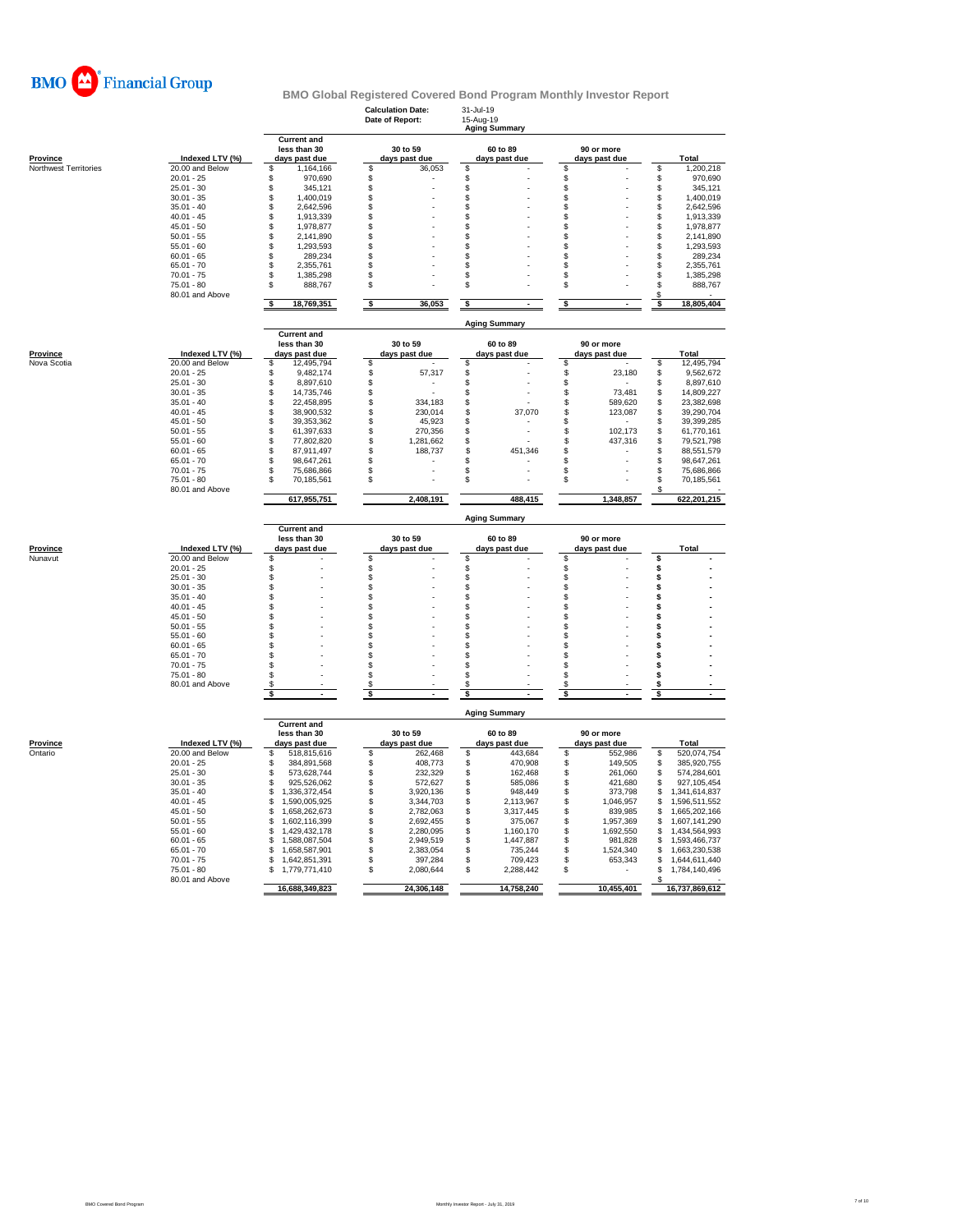BMO Financial Group

# BMO Global Registered Covered Bond Program Monthly Investor Report

**Calculation Date:** 31-Jul-19
**Date of Report:** 15-Aug-19

## Aging Summary

| Province | Indexed LTV (%) | Current and less than 30 days past due | 30 to 59 days past due | 60 to 89 days past due | 90 or more days past due | Total |
|---|---|---|---|---|---|---|
| Northwest Territories | 20.00 and Below | $ 1,164,166 | $ 36,053 | $ - | $ - | $ 1,200,218 |
| | 20.01 - 25 | $ 970,690 | $ - | $ - | $ - | $ 970,690 |
| | 25.01 - 30 | $ 345,121 | $ - | $ - | $ - | $ 345,121 |
| | 30.01 - 35 | $ 1,400,019 | $ - | $ - | $ - | $ 1,400,019 |
| | 35.01 - 40 | $ 2,642,596 | $ - | $ - | $ - | $ 2,642,596 |
| | 40.01 - 45 | $ 1,913,339 | $ - | $ - | $ - | $ 1,913,339 |
| | 45.01 - 50 | $ 1,978,877 | $ - | $ - | $ - | $ 1,978,877 |
| | 50.01 - 55 | $ 2,141,890 | $ - | $ - | $ - | $ 2,141,890 |
| | 55.01 - 60 | $ 1,293,593 | $ - | $ - | $ - | $ 1,293,593 |
| | 60.01 - 65 | $ 289,234 | $ - | $ - | $ - | $ 289,234 |
| | 65.01 - 70 | $ 2,355,761 | $ - | $ - | $ - | $ 2,355,761 |
| | 70.01 - 75 | $ 1,385,298 | $ - | $ - | $ - | $ 1,385,298 |
| | 75.01 - 80 | $ 888,767 | $ - | $ - | $ - | $ 888,767 |
| | 80.01 and Above | | | | | $ - |
| | | $ 18,769,351 | $ 36,053 | $ - | $ - | $ 18,805,404 |

## Aging Summary

| Province | Indexed LTV (%) | Current and less than 30 days past due | 30 to 59 days past due | 60 to 89 days past due | 90 or more days past due | Total |
|---|---|---|---|---|---|---|
| Nova Scotia | 20.00 and Below | $ 12,495,794 | $ - | $ - | $ - | $ 12,495,794 |
| | 20.01 - 25 | $ 9,482,174 | $ 57,317 | $ - | $ 23,180 | $ 9,562,672 |
| | 25.01 - 30 | $ 8,897,610 | $ - | $ - | $ - | $ 8,897,610 |
| | 30.01 - 35 | $ 14,735,746 | $ - | $ - | $ 73,481 | $ 14,809,227 |
| | 35.01 - 40 | $ 22,458,895 | $ 334,183 | $ - | $ 589,620 | $ 23,382,698 |
| | 40.01 - 45 | $ 38,900,532 | $ 230,014 | $ 37,070 | $ 123,087 | $ 39,290,704 |
| | 45.01 - 50 | $ 39,353,362 | $ 45,923 | $ - | $ - | $ 39,399,285 |
| | 50.01 - 55 | $ 61,397,633 | $ 270,356 | $ - | $ 102,173 | $ 61,770,161 |
| | 55.01 - 60 | $ 77,802,820 | $ 1,281,662 | $ - | $ 437,316 | $ 79,521,798 |
| | 60.01 - 65 | $ 87,911,497 | $ 188,737 | $ 451,346 | $ - | $ 88,551,579 |
| | 65.01 - 70 | $ 98,647,261 | $ - | $ - | $ - | $ 98,647,261 |
| | 70.01 - 75 | $ 75,686,866 | $ - | $ - | $ - | $ 75,686,866 |
| | 75.01 - 80 | $ 70,185,561 | $ - | $ - | $ - | $ 70,185,561 |
| | 80.01 and Above | | | | | $ - |
| | | 617,955,751 | 2,408,191 | 488,415 | 1,348,857 | 622,201,215 |

## Aging Summary

| Province | Indexed LTV (%) | Current and less than 30 days past due | 30 to 59 days past due | 60 to 89 days past due | 90 or more days past due | Total |
|---|---|---|---|---|---|---|
| Nunavut | 20.00 and Below | $ - | $ - | $ - | $ - | $ - |
| | 20.01 - 25 | $ - | $ - | $ - | $ - | $ - |
| | 25.01 - 30 | $ - | $ - | $ - | $ - | $ - |
| | 30.01 - 35 | $ - | $ - | $ - | $ - | $ - |
| | 35.01 - 40 | $ - | $ - | $ - | $ - | $ - |
| | 40.01 - 45 | $ - | $ - | $ - | $ - | $ - |
| | 45.01 - 50 | $ - | $ - | $ - | $ - | $ - |
| | 50.01 - 55 | $ - | $ - | $ - | $ - | $ - |
| | 55.01 - 60 | $ - | $ - | $ - | $ - | $ - |
| | 60.01 - 65 | $ - | $ - | $ - | $ - | $ - |
| | 65.01 - 70 | $ - | $ - | $ - | $ - | $ - |
| | 70.01 - 75 | $ - | $ - | $ - | $ - | $ - |
| | 75.01 - 80 | $ - | $ - | $ - | $ - | $ - |
| | 80.01 and Above | $ - | $ - | $ - | $ - | $ - |
| | | $ - | $ - | $ - | $ - | $ - |

## Aging Summary

| Province | Indexed LTV (%) | Current and less than 30 days past due | 30 to 59 days past due | 60 to 89 days past due | 90 or more days past due | Total |
|---|---|---|---|---|---|---|
| Ontario | 20.00 and Below | $ 518,815,616 | $ 262,468 | $ 443,684 | $ 552,986 | $ 520,074,754 |
| | 20.01 - 25 | $ 384,891,568 | $ 408,773 | $ 470,908 | $ 149,505 | $ 385,920,755 |
| | 25.01 - 30 | $ 573,628,744 | $ 232,329 | $ 162,468 | $ 261,060 | $ 574,284,601 |
| | 30.01 - 35 | $ 925,526,062 | $ 572,627 | $ 585,086 | $ 421,680 | $ 927,105,454 |
| | 35.01 - 40 | $ 1,336,372,454 | $ 3,920,136 | $ 948,449 | $ 373,798 | $ 1,341,614,837 |
| | 40.01 - 45 | $ 1,590,005,925 | $ 3,344,703 | $ 2,113,967 | $ 1,046,957 | $ 1,596,511,552 |
| | 45.01 - 50 | $ 1,658,262,673 | $ 2,782,063 | $ 3,317,445 | $ 839,985 | $ 1,665,202,166 |
| | 50.01 - 55 | $ 1,602,116,399 | $ 2,692,455 | $ 375,067 | $ 1,957,369 | $ 1,607,141,290 |
| | 55.01 - 60 | $ 1,429,432,178 | $ 2,280,095 | $ 1,160,170 | $ 1,692,550 | $ 1,434,564,993 |
| | 60.01 - 65 | $ 1,588,087,504 | $ 2,949,519 | $ 1,447,887 | $ 981,828 | $ 1,593,466,737 |
| | 65.01 - 70 | $ 1,658,587,901 | $ 2,383,054 | $ 735,244 | $ 1,524,340 | $ 1,663,230,538 |
| | 70.01 - 75 | $ 1,642,851,391 | $ 397,284 | $ 709,423 | $ 653,343 | $ 1,644,611,440 |
| | 75.01 - 80 | $ 1,779,771,410 | $ 2,080,644 | $ 2,288,442 | $ - | $ 1,784,140,496 |
| | 80.01 and Above | | | | | $ - |
| | | 16,688,349,823 | 24,306,148 | 14,758,240 | 10,455,401 | 16,737,869,612 |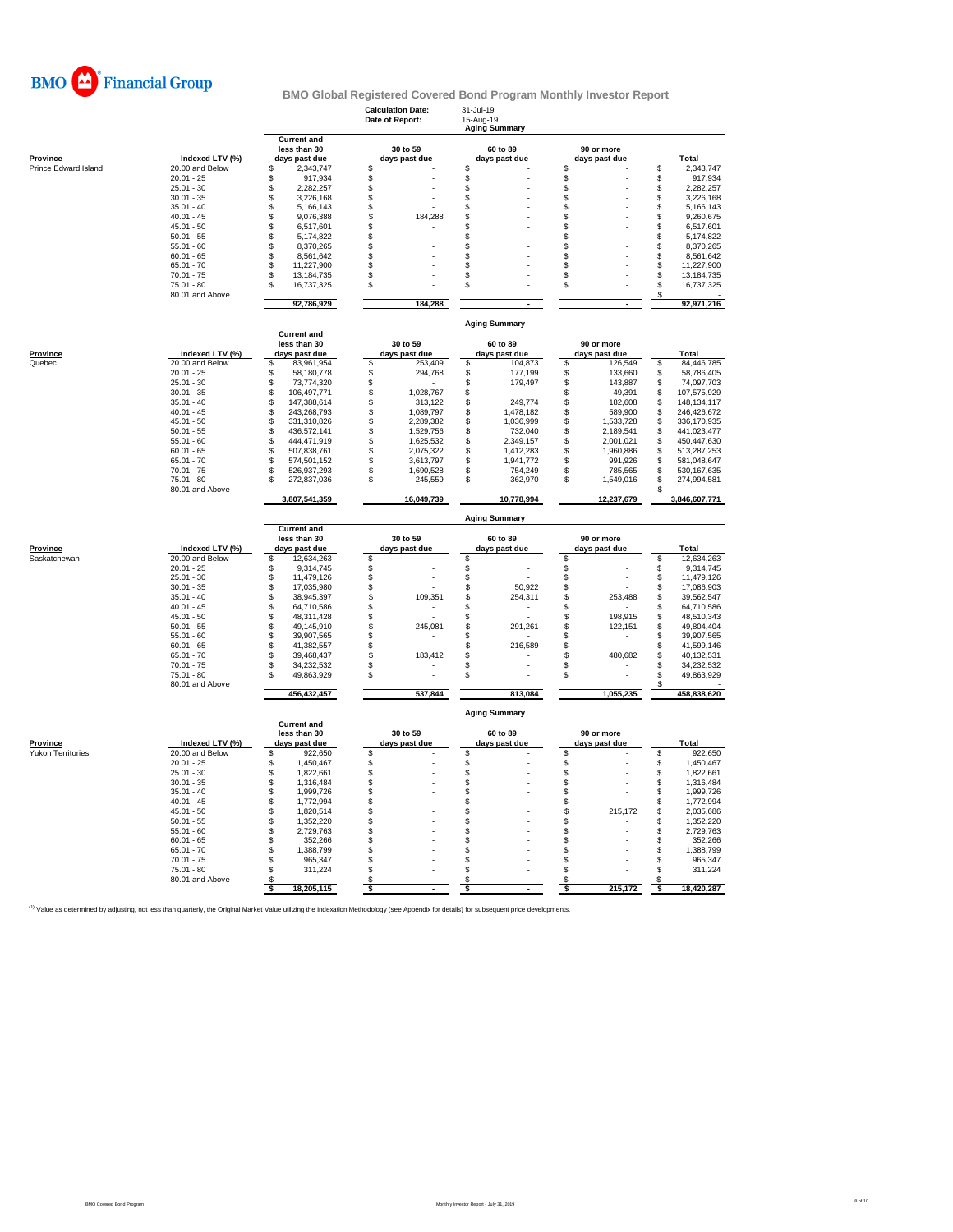# BMO Financial Group

## BMO Global Registered Covered Bond Program Monthly Investor Report

**Calculation Date:** 31-Jul-19
**Date of Report:** 15-Aug-19

### Aging Summary

| Province | Indexed LTV (%) | Current and less than 30 days past due | 30 to 59 days past due | 60 to 89 days past due | 90 or more days past due | Total |
|---|---|---|---|---|---|---|
| Prince Edward Island | 20.00 and Below | $ 2,343,747 | $ - | $ - | $ - | $ 2,343,747 |
| | 20.01 - 25 | $ 917,934 | $ - | $ - | $ - | $ 917,934 |
| | 25.01 - 30 | $ 2,282,257 | $ - | $ - | $ - | $ 2,282,257 |
| | 30.01 - 35 | $ 3,226,168 | $ - | $ - | $ - | $ 3,226,168 |
| | 35.01 - 40 | $ 5,166,143 | $ - | $ - | $ - | $ 5,166,143 |
| | 40.01 - 45 | $ 9,076,388 | $ 184,288 | $ - | $ - | $ 9,260,675 |
| | 45.01 - 50 | $ 6,517,601 | $ - | $ - | $ - | $ 6,517,601 |
| | 50.01 - 55 | $ 5,174,822 | $ - | $ - | $ - | $ 5,174,822 |
| | 55.01 - 60 | $ 8,370,265 | $ - | $ - | $ - | $ 8,370,265 |
| | 60.01 - 65 | $ 8,561,642 | $ - | $ - | $ - | $ 8,561,642 |
| | 65.01 - 70 | $ 11,227,900 | $ - | $ - | $ - | $ 11,227,900 |
| | 70.01 - 75 | $ 13,184,735 | $ - | $ - | $ - | $ 13,184,735 |
| | 75.01 - 80 | $ 16,737,325 | $ - | $ - | $ - | $ 16,737,325 |
| | 80.01 and Above | | | | | $ - |
| | | 92,786,929 | 184,288 | - | - | 92,971,216 |

### Aging Summary

| Province | Indexed LTV (%) | Current and less than 30 days past due | 30 to 59 days past due | 60 to 89 days past due | 90 or more days past due | Total |
|---|---|---|---|---|---|---|
| Quebec | 20.00 and Below | $ 83,961,954 | $ 253,409 | $ 104,873 | $ 126,549 | $ 84,446,785 |
| | 20.01 - 25 | $ 58,180,778 | $ 294,768 | $ 177,199 | $ 133,660 | $ 58,786,405 |
| | 25.01 - 30 | $ 73,774,320 | $ - | $ 179,497 | $ 143,887 | $ 74,097,703 |
| | 30.01 - 35 | $ 106,497,771 | $ 1,028,767 | $ - | $ 49,391 | $ 107,575,929 |
| | 35.01 - 40 | $ 147,388,614 | $ 313,122 | $ 249,774 | $ 182,608 | $ 148,134,117 |
| | 40.01 - 45 | $ 243,268,793 | $ 1,089,797 | $ 1,478,182 | $ 589,900 | $ 246,426,672 |
| | 45.01 - 50 | $ 331,310,826 | $ 2,289,382 | $ 1,036,999 | $ 1,533,728 | $ 336,170,935 |
| | 50.01 - 55 | $ 436,572,141 | $ 1,529,756 | $ 732,040 | $ 2,189,541 | $ 441,023,477 |
| | 55.01 - 60 | $ 444,471,919 | $ 1,625,532 | $ 2,349,157 | $ 2,001,021 | $ 450,447,630 |
| | 60.01 - 65 | $ 507,838,761 | $ 2,075,322 | $ 1,412,283 | $ 1,960,886 | $ 513,287,253 |
| | 65.01 - 70 | $ 574,501,152 | $ 3,613,797 | $ 1,941,772 | $ 991,926 | $ 581,048,647 |
| | 70.01 - 75 | $ 526,937,293 | $ 1,690,528 | $ 754,249 | $ 785,565 | $ 530,167,635 |
| | 75.01 - 80 | $ 272,837,036 | $ 245,559 | $ 362,970 | $ 1,549,016 | $ 274,994,581 |
| | 80.01 and Above | | | | | $ - |
| | | 3,807,541,359 | 16,049,739 | 10,778,994 | 12,237,679 | 3,846,607,771 |

### Aging Summary

| Province | Indexed LTV (%) | Current and less than 30 days past due | 30 to 59 days past due | 60 to 89 days past due | 90 or more days past due | Total |
|---|---|---|---|---|---|---|
| Saskatchewan | 20.00 and Below | $ 12,634,263 | $ - | $ - | $ - | $ 12,634,263 |
| | 20.01 - 25 | $ 9,314,745 | $ - | $ - | $ - | $ 9,314,745 |
| | 25.01 - 30 | $ 11,479,126 | $ - | $ - | $ - | $ 11,479,126 |
| | 30.01 - 35 | $ 17,035,980 | $ - | $ 50,922 | $ - | $ 17,086,903 |
| | 35.01 - 40 | $ 38,945,397 | $ 109,351 | $ 254,311 | $ 253,488 | $ 39,562,547 |
| | 40.01 - 45 | $ 64,710,586 | $ - | $ - | $ - | $ 64,710,586 |
| | 45.01 - 50 | $ 48,311,428 | $ - | $ - | $ 198,915 | $ 48,510,343 |
| | 50.01 - 55 | $ 49,145,910 | $ 245,081 | $ 291,261 | $ 122,151 | $ 49,804,404 |
| | 55.01 - 60 | $ 39,907,565 | $ - | $ - | $ - | $ 39,907,565 |
| | 60.01 - 65 | $ 41,382,557 | $ - | $ 216,589 | $ - | $ 41,599,146 |
| | 65.01 - 70 | $ 39,468,437 | $ 183,412 | $ - | $ 480,682 | $ 40,132,531 |
| | 70.01 - 75 | $ 34,232,532 | $ - | $ - | $ - | $ 34,232,532 |
| | 75.01 - 80 | $ 49,863,929 | $ - | $ - | $ - | $ 49,863,929 |
| | 80.01 and Above | | | | | $ - |
| | | 456,432,457 | 537,844 | 813,084 | 1,055,235 | 458,838,620 |

### Aging Summary

| Province | Indexed LTV (%) | Current and less than 30 days past due | 30 to 59 days past due | 60 to 89 days past due | 90 or more days past due | Total |
|---|---|---|---|---|---|---|
| Yukon Territories | 20.00 and Below | $ 922,650 | $ - | $ - | $ - | $ 922,650 |
| | 20.01 - 25 | $ 1,450,467 | $ - | $ - | $ - | $ 1,450,467 |
| | 25.01 - 30 | $ 1,822,661 | $ - | $ - | $ - | $ 1,822,661 |
| | 30.01 - 35 | $ 1,316,484 | $ - | $ - | $ - | $ 1,316,484 |
| | 35.01 - 40 | $ 1,999,726 | $ - | $ - | $ - | $ 1,999,726 |
| | 40.01 - 45 | $ 1,772,994 | $ - | $ - | $ - | $ 1,772,994 |
| | 45.01 - 50 | $ 1,820,514 | $ - | $ - | $ 215,172 | $ 2,035,686 |
| | 50.01 - 55 | $ 1,352,220 | $ - | $ - | $ - | $ 1,352,220 |
| | 55.01 - 60 | $ 2,729,763 | $ - | $ - | $ - | $ 2,729,763 |
| | 60.01 - 65 | $ 352,266 | $ - | $ - | $ - | $ 352,266 |
| | 65.01 - 70 | $ 1,388,799 | $ - | $ - | $ - | $ 1,388,799 |
| | 70.01 - 75 | $ 965,347 | $ - | $ - | $ - | $ 965,347 |
| | 75.01 - 80 | $ 311,224 | $ - | $ - | $ - | $ 311,224 |
| | 80.01 and Above | $ - | $ - | $ - | $ - | $ - |
| | | $ 18,205,115 | $ - | $ - | $ 215,172 | $ 18,420,287 |

[1] Value as determined by adjusting, not less than quarterly, the Original Market Value utilizing the Indexation Methodology (see Appendix for details) for subsequent price developments.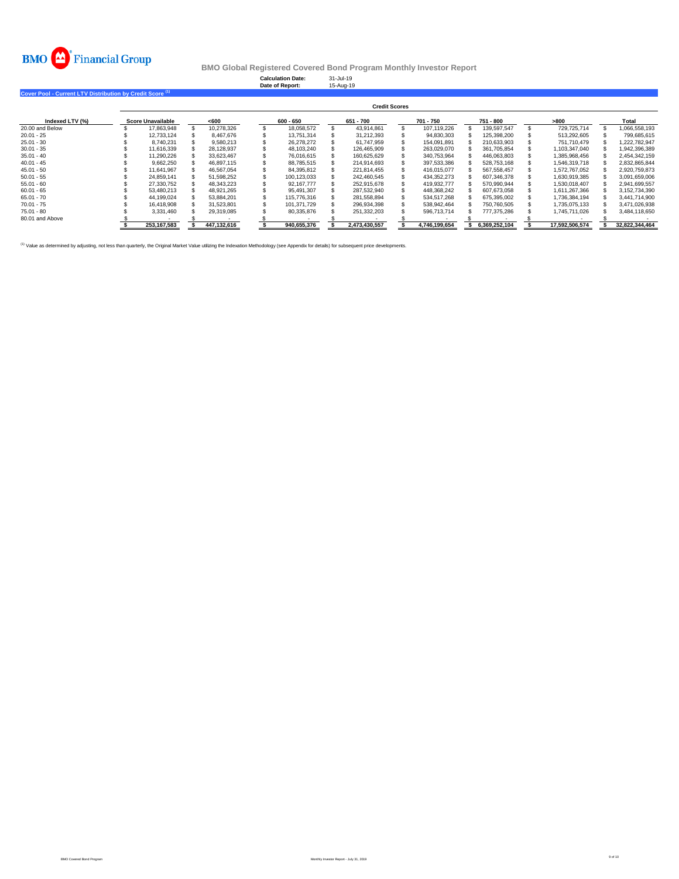# BMO Global Registered Covered Bond Program Monthly Investor Report

**Calculation Date:** 31-Jul-19
**Date of Report:** 15-Aug-19

## Cover Pool - Current LTV Distribution by Credit Score [1]

| Indexed LTV (%) | Credit Scores | | | | | | | |
|---|---|---|---|---|---|---|---|---|
| | Score Unavailable | <600 | 600 - 650 | 651 - 700 | 701 - 750 | 751 - 800 | >800 | Total |
| 20.00 and Below | $ 17,863,948 | $ 10,278,326 | $ 18,058,572 | $ 43,914,861 | $ 107,119,226 | $ 139,597,547 | $ 729,725,714 | $ 1,066,558,193 |
| 20.01 - 25 | $ 12,733,124 | $ 8,467,676 | $ 13,751,314 | $ 31,212,393 | $ 94,830,303 | $ 125,398,200 | $ 513,292,605 | $ 799,685,615 |
| 25.01 - 30 | $ 8,740,231 | $ 9,580,213 | $ 26,278,272 | $ 61,747,959 | $ 154,091,891 | $ 210,633,903 | $ 751,710,479 | $ 1,222,782,947 |
| 30.01 - 35 | $ 11,616,339 | $ 28,128,937 | $ 48,103,240 | $ 126,465,909 | $ 263,029,070 | $ 361,705,854 | $ 1,103,347,040 | $ 1,942,396,389 |
| 35.01 - 40 | $ 11,290,226 | $ 33,623,467 | $ 76,016,615 | $ 160,625,629 | $ 340,753,964 | $ 446,063,803 | $ 1,385,968,456 | $ 2,454,342,159 |
| 40.01 - 45 | $ 9,662,250 | $ 46,897,115 | $ 88,785,515 | $ 214,914,693 | $ 397,533,386 | $ 528,753,168 | $ 1,546,319,718 | $ 2,832,865,844 |
| 45.01 - 50 | $ 11,641,967 | $ 46,567,054 | $ 84,395,812 | $ 221,814,455 | $ 416,015,077 | $ 567,558,457 | $ 1,572,767,052 | $ 2,920,759,873 |
| 50.01 - 55 | $ 24,859,141 | $ 51,598,252 | $ 100,123,033 | $ 242,460,545 | $ 434,352,273 | $ 607,346,378 | $ 1,630,919,385 | $ 3,091,659,006 |
| 55.01 - 60 | $ 27,330,752 | $ 48,343,223 | $ 92,167,777 | $ 252,915,678 | $ 419,932,777 | $ 570,990,944 | $ 1,530,018,407 | $ 2,941,699,557 |
| 60.01 - 65 | $ 53,480,213 | $ 48,921,265 | $ 95,491,307 | $ 287,532,940 | $ 448,368,242 | $ 607,673,058 | $ 1,611,267,366 | $ 3,152,734,390 |
| 65.01 - 70 | $ 44,199,024 | $ 53,884,201 | $ 115,776,316 | $ 281,558,894 | $ 534,517,268 | $ 675,395,002 | $ 1,736,384,194 | $ 3,441,714,900 |
| 70.01 - 75 | $ 16,418,908 | $ 31,523,801 | $ 101,371,729 | $ 296,934,398 | $ 538,942,464 | $ 750,760,505 | $ 1,735,075,133 | $ 3,471,026,938 |
| 75.01 - 80 | $ 3,331,460 | $ 29,319,085 | $ 80,335,876 | $ 251,332,203 | $ 596,713,714 | $ 777,375,286 | $ 1,745,711,026 | $ 3,484,118,650 |
| 80.01 and Above | $ - | $ - | $ - | $ - | $ - | $ - | $ - | $ - |
| | **$ 253,167,583** | **$ 447,132,616** | **$ 940,655,376** | **$ 2,473,430,557** | **$ 4,746,199,654** | **$ 6,369,252,104** | **$ 17,592,506,574** | **$ 32,822,344,464** |

[1] Value as determined by adjusting, not less than quarterly, the Original Market Value utilizing the Indexation Methodology (see Appendix for details) for subsequent price developments.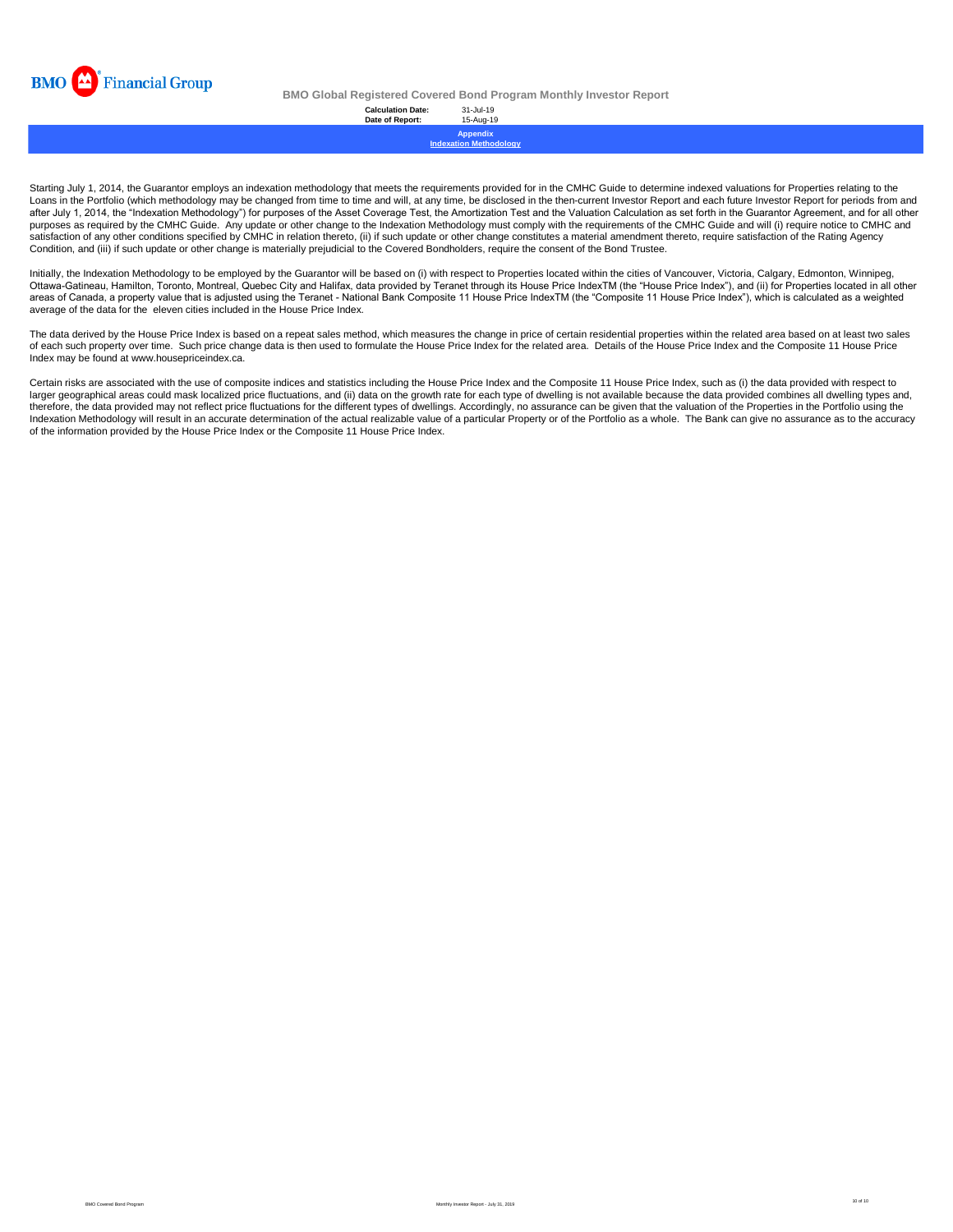BMO Global Registered Covered Bond Program Monthly Investor Report

**Calculation Date:** 31-Jul-19
**Date of Report:** 15-Aug-19

## Appendix
### Indexation Methodology

Starting July 1, 2014, the Guarantor employs an indexation methodology that meets the requirements provided for in the CMHC Guide to determine indexed valuations for Properties relating to the Loans in the Portfolio (which methodology may be changed from time to time and will, at any time, be disclosed in the then-current Investor Report and each future Investor Report for periods from and after July 1, 2014, the "Indexation Methodology") for purposes of the Asset Coverage Test, the Amortization Test and the Valuation Calculation as set forth in the Guarantor Agreement, and for all other purposes as required by the CMHC Guide. Any update or other change to the Indexation Methodology must comply with the requirements of the CMHC Guide and will (i) require notice to CMHC and satisfaction of any other conditions specified by CMHC in relation thereto, (ii) if such update or other change constitutes a material amendment thereto, require satisfaction of the Rating Agency Condition, and (iii) if such update or other change is materially prejudicial to the Covered Bondholders, require the consent of the Bond Trustee.

Initially, the Indexation Methodology to be employed by the Guarantor will be based on (i) with respect to Properties located within the cities of Vancouver, Victoria, Calgary, Edmonton, Winnipeg, Ottawa-Gatineau, Hamilton, Toronto, Montreal, Quebec City and Halifax, data provided by Teranet through its House Price IndexTM (the "House Price Index"), and (ii) for Properties located in all other areas of Canada, a property value that is adjusted using the Teranet - National Bank Composite 11 House Price IndexTM (the "Composite 11 House Price Index"), which is calculated as a weighted average of the data for the eleven cities included in the House Price Index.

The data derived by the House Price Index is based on a repeat sales method, which measures the change in price of certain residential properties within the related area based on at least two sales of each such property over time. Such price change data is then used to formulate the House Price Index for the related area. Details of the House Price Index and the Composite 11 House Price Index may be found at www.housepriceindex.ca.

Certain risks are associated with the use of composite indices and statistics including the House Price Index and the Composite 11 House Price Index, such as (i) the data provided with respect to larger geographical areas could mask localized price fluctuations, and (ii) data on the growth rate for each type of dwelling is not available because the data provided combines all dwelling types and, therefore, the data provided may not reflect price fluctuations for the different types of dwellings. Accordingly, no assurance can be given that the valuation of the Properties in the Portfolio using the Indexation Methodology will result in an accurate determination of the actual realizable value of a particular Property or of the Portfolio as a whole. The Bank can give no assurance as to the accuracy of the information provided by the House Price Index or the Composite 11 House Price Index.